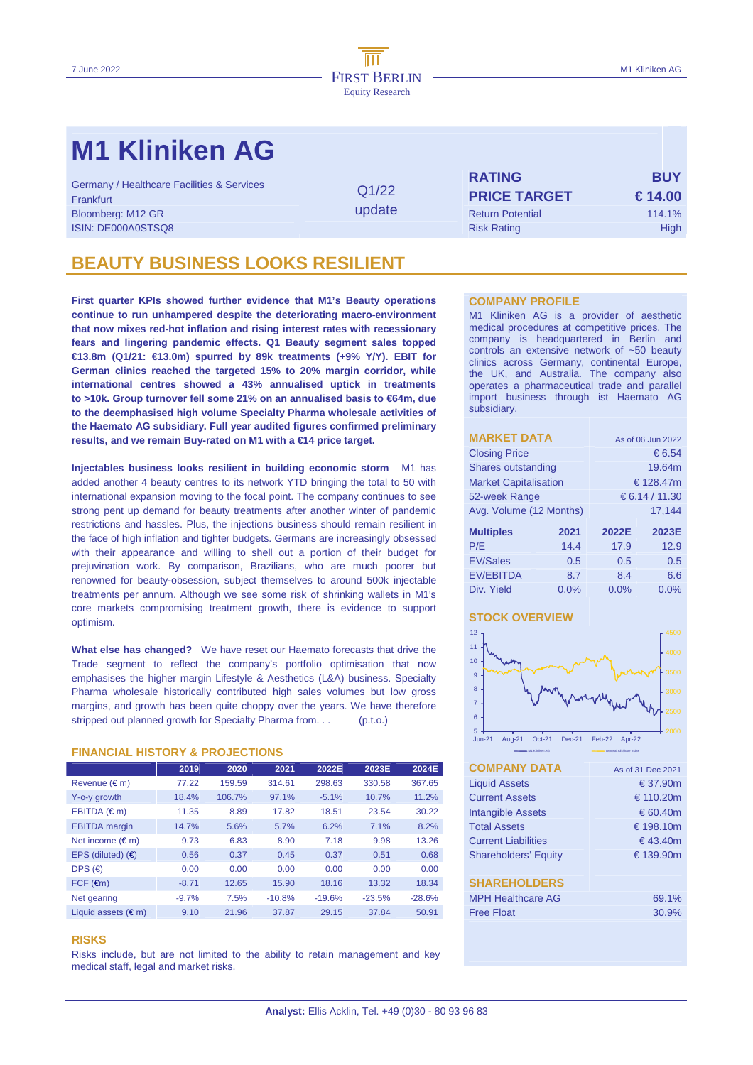7 June 2022

FIRST BERLIN
Equity Research

M1 Kliniken AG

# M1 Kliniken AG

Germany / Healthcare Facilities & Services
Frankfurt
Bloomberg: M12 GR
ISIN: DE000A0STSQ8

Q1/22 update

| | |
|---|---|
| **RATING** | **BUY** |
| **PRICE TARGET** | **€ 14.00** |
| Return Potential | 114.1% |
| Risk Rating | High |

## BEAUTY BUSINESS LOOKS RESILIENT

**First quarter KPIs showed further evidence that M1's Beauty operations continue to run unhampered despite the deteriorating macro-environment that now mixes red-hot inflation and rising interest rates with recessionary fears and lingering pandemic effects. Q1 Beauty segment sales topped €13.8m (Q1/21: €13.0m) spurred by 89k treatments (+9% Y/Y). EBIT for German clinics reached the targeted 15% to 20% margin corridor, while international centres showed a 43% annualised uptick in treatments to >10k. Group turnover fell some 21% on an annualised basis to €64m, due to the deemphasised high volume Specialty Pharma wholesale activities of the Haemato AG subsidiary. Full year audited figures confirmed preliminary results, and we remain Buy-rated on M1 with a €14 price target.**

**Injectables business looks resilient in building economic storm** M1 has added another 4 beauty centres to its network YTD bringing the total to 50 with international expansion moving to the focal point. The company continues to see strong pent up demand for beauty treatments after another winter of pandemic restrictions and hassles. Plus, the injections business should remain resilient in the face of high inflation and tighter budgets. Germans are increasingly obsessed with their appearance and willing to shell out a portion of their budget for prejuvination work. By comparison, Brazilians, who are much poorer but renowned for beauty-obsession, subject themselves to around 500k injectable treatments per annum. Although we see some risk of shrinking wallets in M1's core markets compromising treatment growth, there is evidence to support optimism.

**What else has changed?** We have reset our Haemato forecasts that drive the Trade segment to reflect the company's portfolio optimisation that now emphasises the higher margin Lifestyle & Aesthetics (L&A) business. Specialty Pharma wholesale historically contributed high sales volumes but low gross margins, and growth has been quite choppy over the years. We have therefore stripped out planned growth for Specialty Pharma from. . . (p.t.o.)

### FINANCIAL HISTORY & PROJECTIONS

| | 2019 | 2020 | 2021 | 2022E | 2023E | 2024E |
|---|---|---|---|---|---|---|
| Revenue (€ m) | 77.22 | 159.59 | 314.61 | 298.63 | 330.58 | 367.65 |
| Y-o-y growth | 18.4% | 106.7% | 97.1% | -5.1% | 10.7% | 11.2% |
| EBITDA (€ m) | 11.35 | 8.89 | 17.82 | 18.51 | 23.54 | 30.22 |
| EBITDA margin | 14.7% | 5.6% | 5.7% | 6.2% | 7.1% | 8.2% |
| Net income (€ m) | 9.73 | 6.83 | 8.90 | 7.18 | 9.98 | 13.26 |
| EPS (diluted) (€) | 0.56 | 0.37 | 0.45 | 0.37 | 0.51 | 0.68 |
| DPS (€) | 0.00 | 0.00 | 0.00 | 0.00 | 0.00 | 0.00 |
| FCF (€m) | -8.71 | 12.65 | 15.90 | 18.16 | 13.32 | 18.34 |
| Net gearing | -9.7% | 7.5% | -10.8% | -19.6% | -23.5% | -28.6% |
| Liquid assets (€ m) | 9.10 | 21.96 | 37.87 | 29.15 | 37.84 | 50.91 |

### RISKS

Risks include, but are not limited to the ability to retain management and key medical staff, legal and market risks.

### COMPANY PROFILE

M1 Kliniken AG is a provider of aesthetic medical procedures at competitive prices. The company is headquartered in Berlin and controls an extensive network of ~50 beauty clinics across Germany, continental Europe, the UK, and Australia. The company also operates a pharmaceutical trade and parallel import business through ist Haemato AG subsidiary.

### MARKET DATA

| | As of 06 Jun 2022 |
|---|---|
| Closing Price | € 6.54 |
| Shares outstanding | 19.64m |
| Market Capitalisation | € 128.47m |
| 52-week Range | € 6.14 / 11.30 |
| Avg. Volume (12 Months) | 17,144 |

| Multiples | 2021 | 2022E | 2023E |
|---|---|---|---|
| P/E | 14.4 | 17.9 | 12.9 |
| EV/Sales | 0.5 | 0.5 | 0.5 |
| EV/EBITDA | 8.7 | 8.4 | 6.6 |
| Div. Yield | 0.0% | 0.0% | 0.0% |

### STOCK OVERVIEW

### COMPANY DATA

| | As of 31 Dec 2021 |
|---|---|
| Liquid Assets | € 37.90m |
| Current Assets | € 110.20m |
| Intangible Assets | € 60.40m |
| Total Assets | € 198.10m |
| Current Liabilities | € 43.40m |
| Shareholders' Equity | € 139.90m |

### SHAREHOLDERS

| | |
|---|---|
| MPH Healthcare AG | 69.1% |
| Free Float | 30.9% |

**Analyst:** Ellis Acklin, Tel. +49 (0)30 - 80 93 96 83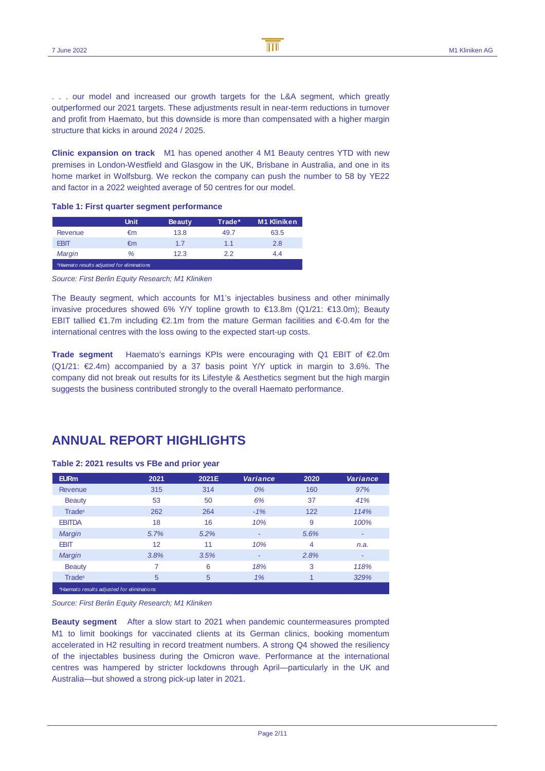. . . our model and increased our growth targets for the L&A segment, which greatly outperformed our 2021 targets. These adjustments result in near-term reductions in turnover and profit from Haemato, but this downside is more than compensated with a higher margin structure that kicks in around 2024 / 2025.

**Clinic expansion on track** M1 has opened another 4 M1 Beauty centres YTD with new premises in London-Westfield and Glasgow in the UK, Brisbane in Australia, and one in its home market in Wolfsburg. We reckon the company can push the number to 58 by YE22 and factor in a 2022 weighted average of 50 centres for our model.

**Table 1: First quarter segment performance**

| | Unit | Beauty | Trade* | M1 Kliniken |
|---|---|---|---|---|
| Revenue | €m | 13.8 | 49.7 | 63.5 |
| EBIT | €m | 1.7 | 1.1 | 2.8 |
| *Margin* | *%* | 12.3 | 2.2 | 4.4 |

*Haemato results adjusted for eliminations

*Source: First Berlin Equity Research; M1 Kliniken*

The Beauty segment, which accounts for M1's injectables business and other minimally invasive procedures showed 6% Y/Y topline growth to €13.8m (Q1/21: €13.0m); Beauty EBIT tallied €1.7m including €2.1m from the mature German facilities and €-0.4m for the international centres with the loss owing to the expected start-up costs.

**Trade segment** Haemato's earnings KPIs were encouraging with Q1 EBIT of €2.0m (Q1/21: €2.4m) accompanied by a 37 basis point Y/Y uptick in margin to 3.6%. The company did not break out results for its Lifestyle & Aesthetics segment but the high margin suggests the business contributed strongly to the overall Haemato performance.

## ANNUAL REPORT HIGHLIGHTS

**Table 2: 2021 results vs FBe and prior year**

| EURm | 2021 | 2021E | *Variance* | 2020 | *Variance* |
|---|---|---|---|---|---|
| Revenue | 315 | 314 | *0%* | 160 | *97%* |
| Beauty | 53 | 50 | *6%* | 37 | *41%* |
| Trade[1] | 262 | 264 | *-1%* | 122 | *114%* |
| EBITDA | 18 | 16 | *10%* | 9 | *100%* |
| *Margin* | *5.7%* | *5.2%* | - | *5.6%* | - |
| EBIT | 12 | 11 | *10%* | 4 | *n.a.* |
| *Margin* | *3.8%* | *3.5%* | - | *2.8%* | - |
| Beauty | 7 | 6 | *18%* | 3 | *118%* |
| Trade[1] | 5 | 5 | *1%* | 1 | *329%* |

*Haemato results adjusted for eliminations

*Source: First Berlin Equity Research; M1 Kliniken*

**Beauty segment** After a slow start to 2021 when pandemic countermeasures prompted M1 to limit bookings for vaccinated clients at its German clinics, booking momentum accelerated in H2 resulting in record treatment numbers. A strong Q4 showed the resiliency of the injectables business during the Omicron wave. Performance at the international centres was hampered by stricter lockdowns through April—particularly in the UK and Australia—but showed a strong pick-up later in 2021.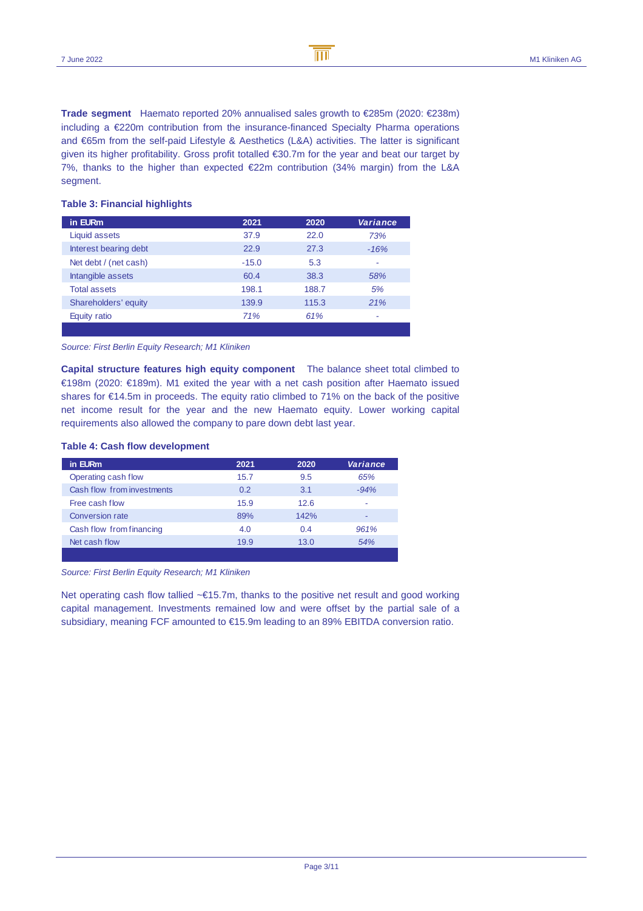**Trade segment** Haemato reported 20% annualised sales growth to €285m (2020: €238m) including a €220m contribution from the insurance-financed Specialty Pharma operations and €65m from the self-paid Lifestyle & Aesthetics (L&A) activities. The latter is significant given its higher profitability. Gross profit totalled €30.7m for the year and beat our target by 7%, thanks to the higher than expected €22m contribution (34% margin) from the L&A segment.

**Table 3: Financial highlights**

| in EURm | 2021 | 2020 | *Variance* |
|---|---|---|---|
| Liquid assets | 37.9 | 22.0 | *73%* |
| Interest bearing debt | 22.9 | 27.3 | *-16%* |
| Net debt / (net cash) | -15.0 | 5.3 | - |
| Intangible assets | 60.4 | 38.3 | *58%* |
| Total assets | 198.1 | 188.7 | *5%* |
| Shareholders' equity | 139.9 | 115.3 | *21%* |
| Equity ratio | *71%* | *61%* | - |

*Source: First Berlin Equity Research; M1 Kliniken*

**Capital structure features high equity component** The balance sheet total climbed to €198m (2020: €189m). M1 exited the year with a net cash position after Haemato issued shares for €14.5m in proceeds. The equity ratio climbed to 71% on the back of the positive net income result for the year and the new Haemato equity. Lower working capital requirements also allowed the company to pare down debt last year.

**Table 4: Cash flow development**

| in EURm | 2021 | 2020 | *Variance* |
|---|---|---|---|
| Operating cash flow | 15.7 | 9.5 | *65%* |
| Cash flow from investments | 0.2 | 3.1 | *-94%* |
| Free cash flow | 15.9 | 12.6 | - |
| Conversion rate | 89% | 142% | - |
| Cash flow from financing | 4.0 | 0.4 | *961%* |
| Net cash flow | 19.9 | 13.0 | *54%* |

*Source: First Berlin Equity Research; M1 Kliniken*

Net operating cash flow tallied ~€15.7m, thanks to the positive net result and good working capital management. Investments remained low and were offset by the partial sale of a subsidiary, meaning FCF amounted to €15.9m leading to an 89% EBITDA conversion ratio.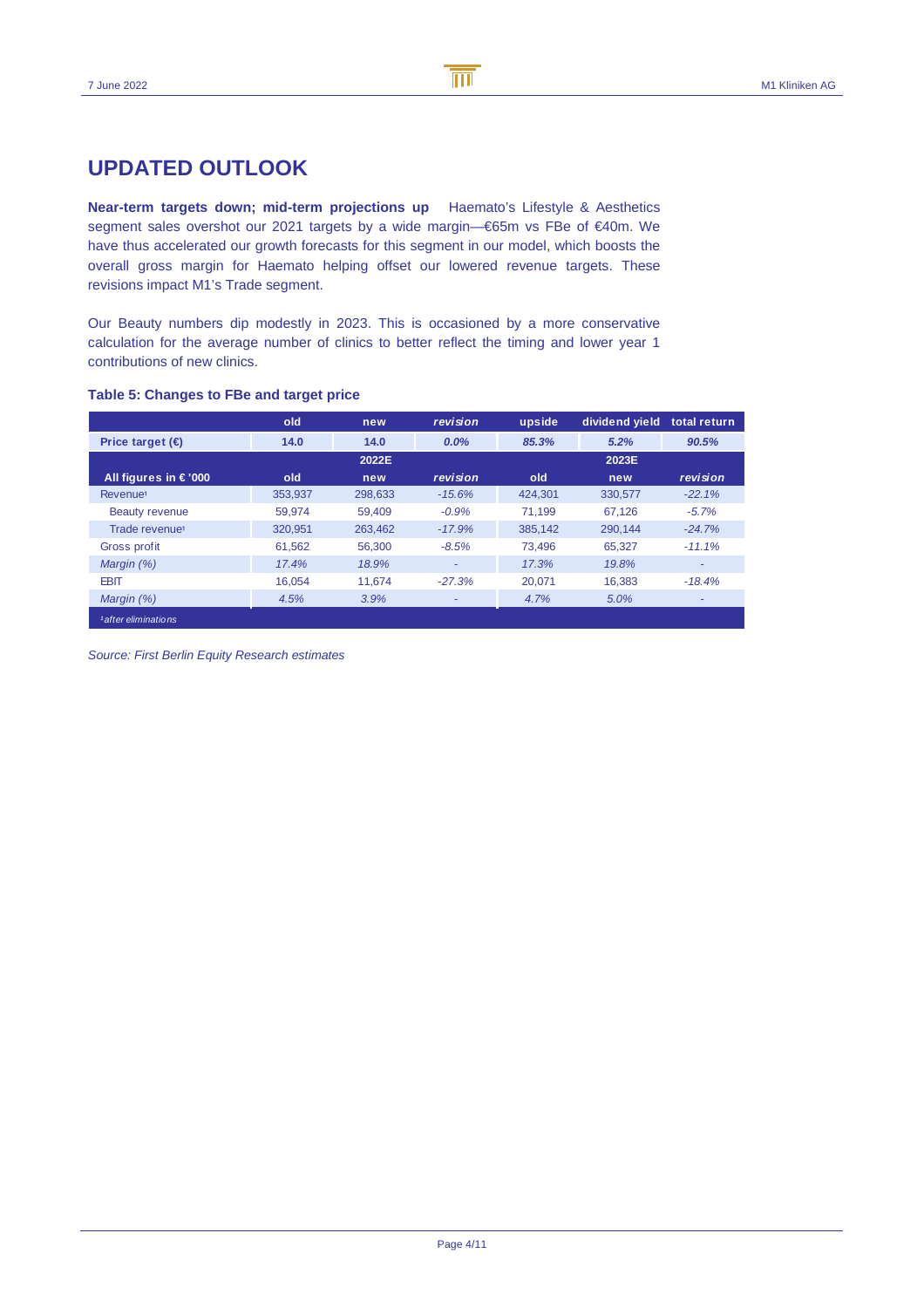# UPDATED OUTLOOK

**Near-term targets down; mid-term projections up** Haemato's Lifestyle & Aesthetics segment sales overshot our 2021 targets by a wide margin—€65m vs FBe of €40m. We have thus accelerated our growth forecasts for this segment in our model, which boosts the overall gross margin for Haemato helping offset our lowered revenue targets. These revisions impact M1's Trade segment.

Our Beauty numbers dip modestly in 2023. This is occasioned by a more conservative calculation for the average number of clinics to better reflect the timing and lower year 1 contributions of new clinics.

**Table 5: Changes to FBe and target price**

| | old | new | *revision* | upside | dividend yield | total return |
|---|---|---|---|---|---|---|
| **Price target (€)** | **14.0** | **14.0** | ***0.0%*** | ***85.3%*** | ***5.2%*** | ***90.5%*** |
| | | **2022E** | | | **2023E** | |
| **All figures in € '000** | **old** | **new** | ***revision*** | **old** | **new** | ***revision*** |
| Revenue[1] | 353,937 | 298,633 | *-15.6%* | 424,301 | 330,577 | *-22.1%* |
| Beauty revenue | 59,974 | 59,409 | *-0.9%* | 71,199 | 67,126 | *-5.7%* |
| Trade revenue[1] | 320,951 | 263,462 | *-17.9%* | 385,142 | 290,144 | *-24.7%* |
| Gross profit | 61,562 | 56,300 | *-8.5%* | 73,496 | 65,327 | *-11.1%* |
| *Margin (%)* | *17.4%* | *18.9%* | - | *17.3%* | *19.8%* | - |
| EBIT | 16,054 | 11,674 | *-27.3%* | 20,071 | 16,383 | *-18.4%* |
| *Margin (%)* | *4.5%* | *3.9%* | - | *4.7%* | *5.0%* | - |

*[1]after eliminations*

*Source: First Berlin Equity Research estimates*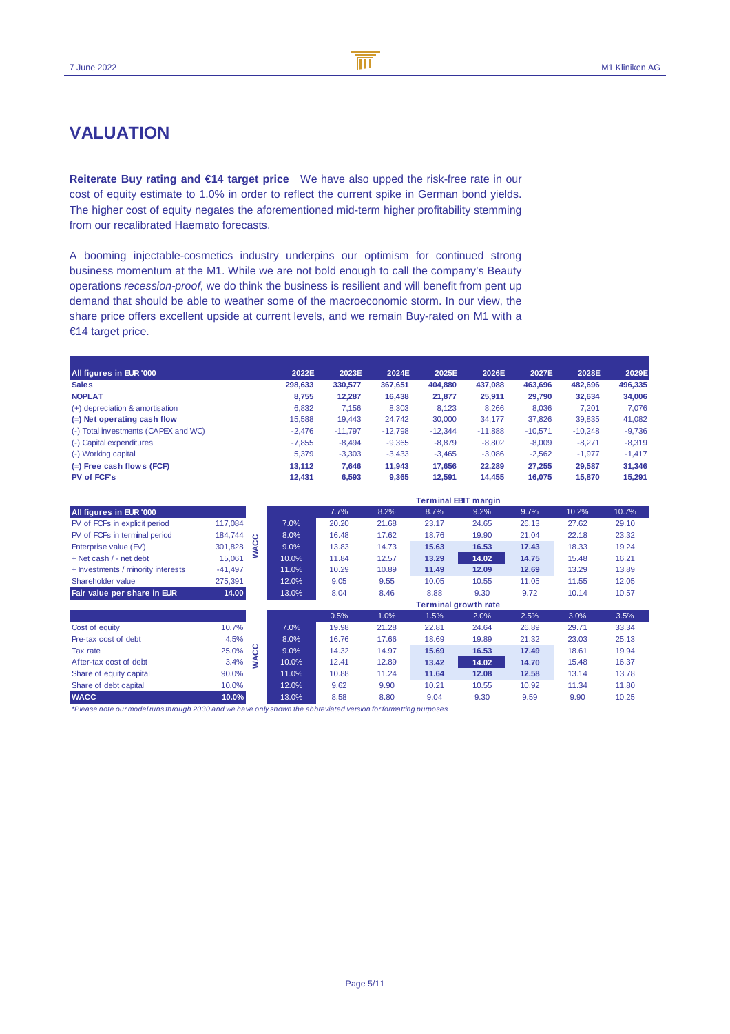# VALUATION

**Reiterate Buy rating and €14 target price** We have also upped the risk-free rate in our cost of equity estimate to 1.0% in order to reflect the current spike in German bond yields. The higher cost of equity negates the aforementioned mid-term higher profitability stemming from our recalibrated Haemato forecasts.

A booming injectable-cosmetics industry underpins our optimism for continued strong business momentum at the M1. While we are not bold enough to call the company's Beauty operations *recession-proof*, we do think the business is resilient and will benefit from pent up demand that should be able to weather some of the macroeconomic storm. In our view, the share price offers excellent upside at current levels, and we remain Buy-rated on M1 with a €14 target price.

| All figures in EUR '000 | 2022E | 2023E | 2024E | 2025E | 2026E | 2027E | 2028E | 2029E |
|---|---|---|---|---|---|---|---|---|
| **Sales** | **298,633** | **330,577** | **367,651** | **404,880** | **437,088** | **463,696** | **482,696** | **496,335** |
| **NOPLAT** | **8,755** | **12,287** | **16,438** | **21,877** | **25,911** | **29,790** | **32,634** | **34,006** |
| (+) depreciation & amortisation | 6,832 | 7,156 | 8,303 | 8,123 | 8,266 | 8,036 | 7,201 | 7,076 |
| **(=) Net operating cash flow** | 15,588 | 19,443 | 24,742 | 30,000 | 34,177 | 37,826 | 39,835 | 41,082 |
| (-) Total investments (CAPEX and WC) | -2,476 | -11,797 | -12,798 | -12,344 | -11,888 | -10,571 | -10,248 | -9,736 |
| (-) Capital expenditures | -7,855 | -8,494 | -9,365 | -8,879 | -8,802 | -8,009 | -8,271 | -8,319 |
| (-) Working capital | 5,379 | -3,303 | -3,433 | -3,465 | -3,086 | -2,562 | -1,977 | -1,417 |
| **(=) Free cash flows (FCF)** | **13,112** | **7,646** | **11,943** | **17,656** | **22,289** | **27,255** | **29,587** | **31,346** |
| **PV of FCF's** | **12,431** | **6,593** | **9,365** | **12,591** | **14,455** | **16,075** | **15,870** | **15,291** |

| All figures in EUR '000 | |
|---|---|
| PV of FCFs in explicit period | 117,084 |
| PV of FCFs in terminal period | 184,744 |
| Enterprise value (EV) | 301,828 |
| + Net cash / - net debt | 15,061 |
| + Investments / minority interests | -41,497 |
| Shareholder value | 275,391 |
| **Fair value per share in EUR** | **14.00** |

| WACC \ Terminal EBIT margin | 7.7% | 8.2% | 8.7% | 9.2% | 9.7% | 10.2% | 10.7% |
|---|---|---|---|---|---|---|---|
| 7.0% | 20.20 | 21.68 | 23.17 | 24.65 | 26.13 | 27.62 | 29.10 |
| 8.0% | 16.48 | 17.62 | 18.76 | 19.90 | 21.04 | 22.18 | 23.32 |
| 9.0% | 13.83 | 14.73 | **15.63** | **16.53** | **17.43** | 18.33 | 19.24 |
| 10.0% | 11.84 | 12.57 | **13.29** | **14.02** | **14.75** | 15.48 | 16.21 |
| 11.0% | 10.29 | 10.89 | **11.49** | **12.09** | **12.69** | 13.29 | 13.89 |
| 12.0% | 9.05 | 9.55 | 10.05 | 10.55 | 11.05 | 11.55 | 12.05 |
| 13.0% | 8.04 | 8.46 | 8.88 | 9.30 | 9.72 | 10.14 | 10.57 |

| | |
|---|---|
| Cost of equity | 10.7% |
| Pre-tax cost of debt | 4.5% |
| Tax rate | 25.0% |
| After-tax cost of debt | 3.4% |
| Share of equity capital | 90.0% |
| Share of debt capital | 10.0% |
| **WACC** | **10.0%** |

| WACC \ Terminal growth rate | 0.5% | 1.0% | 1.5% | 2.0% | 2.5% | 3.0% | 3.5% |
|---|---|---|---|---|---|---|---|
| 7.0% | 19.98 | 21.28 | 22.81 | 24.64 | 26.89 | 29.71 | 33.34 |
| 8.0% | 16.76 | 17.66 | 18.69 | 19.89 | 21.32 | 23.03 | 25.13 |
| 9.0% | 14.32 | 14.97 | **15.69** | **16.53** | **17.49** | 18.61 | 19.94 |
| 10.0% | 12.41 | 12.89 | **13.42** | **14.02** | **14.70** | 15.48 | 16.37 |
| 11.0% | 10.88 | 11.24 | **11.64** | **12.08** | **12.58** | 13.14 | 13.78 |
| 12.0% | 9.62 | 9.90 | 10.21 | 10.55 | 10.92 | 11.34 | 11.80 |
| 13.0% | 8.58 | 8.80 | 9.04 | 9.30 | 9.59 | 9.90 | 10.25 |

*\*Please note our model runs through 2030 and we have only shown the abbreviated version for formatting purposes*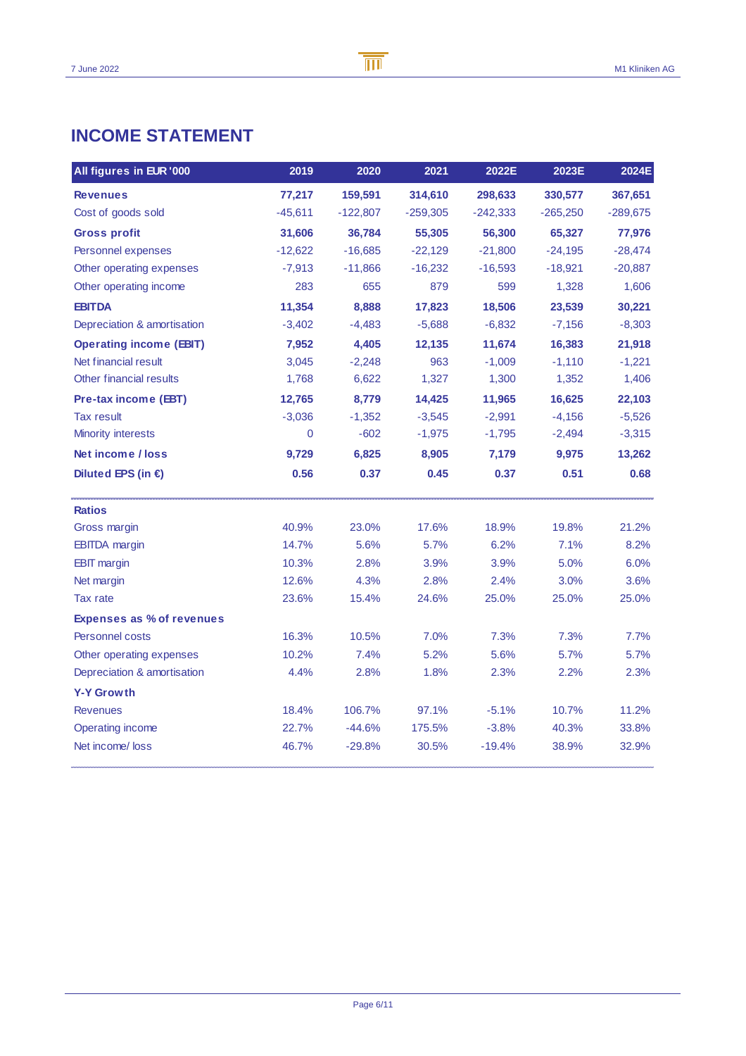# INCOME STATEMENT

| All figures in EUR '000 | 2019 | 2020 | 2021 | 2022E | 2023E | 2024E |
|---|---|---|---|---|---|---|
| **Revenues** | **77,217** | **159,591** | **314,610** | **298,633** | **330,577** | **367,651** |
| Cost of goods sold | -45,611 | -122,807 | -259,305 | -242,333 | -265,250 | -289,675 |
| **Gross profit** | **31,606** | **36,784** | **55,305** | **56,300** | **65,327** | **77,976** |
| Personnel expenses | -12,622 | -16,685 | -22,129 | -21,800 | -24,195 | -28,474 |
| Other operating expenses | -7,913 | -11,866 | -16,232 | -16,593 | -18,921 | -20,887 |
| Other operating income | 283 | 655 | 879 | 599 | 1,328 | 1,606 |
| **EBITDA** | **11,354** | **8,888** | **17,823** | **18,506** | **23,539** | **30,221** |
| Depreciation & amortisation | -3,402 | -4,483 | -5,688 | -6,832 | -7,156 | -8,303 |
| **Operating income (EBIT)** | **7,952** | **4,405** | **12,135** | **11,674** | **16,383** | **21,918** |
| Net financial result | 3,045 | -2,248 | 963 | -1,009 | -1,110 | -1,221 |
| Other financial results | 1,768 | 6,622 | 1,327 | 1,300 | 1,352 | 1,406 |
| **Pre-tax income (EBT)** | **12,765** | **8,779** | **14,425** | **11,965** | **16,625** | **22,103** |
| Tax result | -3,036 | -1,352 | -3,545 | -2,991 | -4,156 | -5,526 |
| Minority interests | 0 | -602 | -1,975 | -1,795 | -2,494 | -3,315 |
| **Net income / loss** | **9,729** | **6,825** | **8,905** | **7,179** | **9,975** | **13,262** |
| **Diluted EPS (in €)** | **0.56** | **0.37** | **0.45** | **0.37** | **0.51** | **0.68** |
| **Ratios** | | | | | | |
| Gross margin | 40.9% | 23.0% | 17.6% | 18.9% | 19.8% | 21.2% |
| EBITDA margin | 14.7% | 5.6% | 5.7% | 6.2% | 7.1% | 8.2% |
| EBIT margin | 10.3% | 2.8% | 3.9% | 3.9% | 5.0% | 6.0% |
| Net margin | 12.6% | 4.3% | 2.8% | 2.4% | 3.0% | 3.6% |
| Tax rate | 23.6% | 15.4% | 24.6% | 25.0% | 25.0% | 25.0% |
| **Expenses as % of revenues** | | | | | | |
| Personnel costs | 16.3% | 10.5% | 7.0% | 7.3% | 7.3% | 7.7% |
| Other operating expenses | 10.2% | 7.4% | 5.2% | 5.6% | 5.7% | 5.7% |
| Depreciation & amortisation | 4.4% | 2.8% | 1.8% | 2.3% | 2.2% | 2.3% |
| **Y-Y Growth** | | | | | | |
| Revenues | 18.4% | 106.7% | 97.1% | -5.1% | 10.7% | 11.2% |
| Operating income | 22.7% | -44.6% | 175.5% | -3.8% | 40.3% | 33.8% |
| Net income/ loss | 46.7% | -29.8% | 30.5% | -19.4% | 38.9% | 32.9% |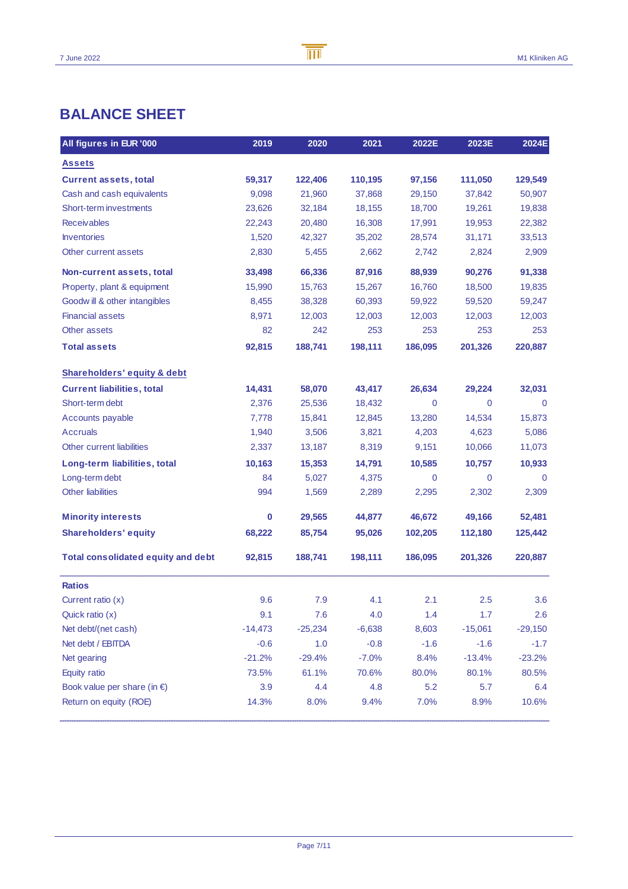# BALANCE SHEET

| All figures in EUR '000 | 2019 | 2020 | 2021 | 2022E | 2023E | 2024E |
|---|---|---|---|---|---|---|
| **Assets** | | | | | | |
| **Current assets, total** | **59,317** | **122,406** | **110,195** | **97,156** | **111,050** | **129,549** |
| Cash and cash equivalents | 9,098 | 21,960 | 37,868 | 29,150 | 37,842 | 50,907 |
| Short-term investments | 23,626 | 32,184 | 18,155 | 18,700 | 19,261 | 19,838 |
| Receivables | 22,243 | 20,480 | 16,308 | 17,991 | 19,953 | 22,382 |
| Inventories | 1,520 | 42,327 | 35,202 | 28,574 | 31,171 | 33,513 |
| Other current assets | 2,830 | 5,455 | 2,662 | 2,742 | 2,824 | 2,909 |
| **Non-current assets, total** | **33,498** | **66,336** | **87,916** | **88,939** | **90,276** | **91,338** |
| Property, plant & equipment | 15,990 | 15,763 | 15,267 | 16,760 | 18,500 | 19,835 |
| Goodwill & other intangibles | 8,455 | 38,328 | 60,393 | 59,922 | 59,520 | 59,247 |
| Financial assets | 8,971 | 12,003 | 12,003 | 12,003 | 12,003 | 12,003 |
| Other assets | 82 | 242 | 253 | 253 | 253 | 253 |
| **Total assets** | **92,815** | **188,741** | **198,111** | **186,095** | **201,326** | **220,887** |
| **Shareholders' equity & debt** | | | | | | |
| **Current liabilities, total** | **14,431** | **58,070** | **43,417** | **26,634** | **29,224** | **32,031** |
| Short-term debt | 2,376 | 25,536 | 18,432 | 0 | 0 | 0 |
| Accounts payable | 7,778 | 15,841 | 12,845 | 13,280 | 14,534 | 15,873 |
| Accruals | 1,940 | 3,506 | 3,821 | 4,203 | 4,623 | 5,086 |
| Other current liabilities | 2,337 | 13,187 | 8,319 | 9,151 | 10,066 | 11,073 |
| **Long-term liabilities, total** | **10,163** | **15,353** | **14,791** | **10,585** | **10,757** | **10,933** |
| Long-term debt | 84 | 5,027 | 4,375 | 0 | 0 | 0 |
| Other liabilities | 994 | 1,569 | 2,289 | 2,295 | 2,302 | 2,309 |
| **Minority interests** | **0** | **29,565** | **44,877** | **46,672** | **49,166** | **52,481** |
| **Shareholders' equity** | **68,222** | **85,754** | **95,026** | **102,205** | **112,180** | **125,442** |
| **Total consolidated equity and debt** | **92,815** | **188,741** | **198,111** | **186,095** | **201,326** | **220,887** |
| **Ratios** | | | | | | |
| Current ratio (x) | 9.6 | 7.9 | 4.1 | 2.1 | 2.5 | 3.6 |
| Quick ratio (x) | 9.1 | 7.6 | 4.0 | 1.4 | 1.7 | 2.6 |
| Net debt/(net cash) | -14,473 | -25,234 | -6,638 | 8,603 | -15,061 | -29,150 |
| Net debt / EBITDA | -0.6 | 1.0 | -0.8 | -1.6 | -1.6 | -1.7 |
| Net gearing | -21.2% | -29.4% | -7.0% | 8.4% | -13.4% | -23.2% |
| Equity ratio | 73.5% | 61.1% | 70.6% | 80.0% | 80.1% | 80.5% |
| Book value per share (in €) | 3.9 | 4.4 | 4.8 | 5.2 | 5.7 | 6.4 |
| Return on equity (ROE) | 14.3% | 8.0% | 9.4% | 7.0% | 8.9% | 10.6% |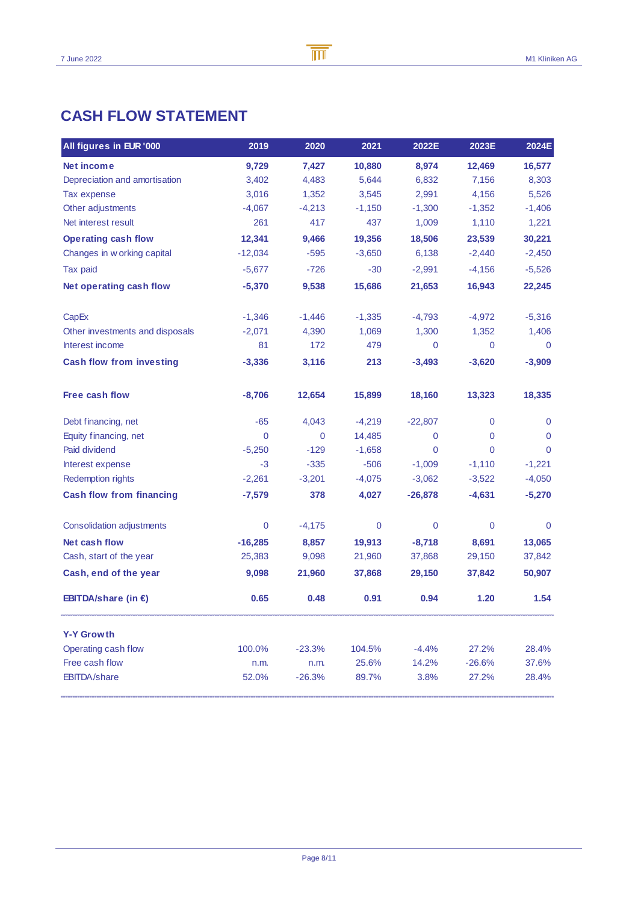# CASH FLOW STATEMENT

| All figures in EUR '000 | 2019 | 2020 | 2021 | 2022E | 2023E | 2024E |
|---|---|---|---|---|---|---|
| **Net income** | **9,729** | **7,427** | **10,880** | **8,974** | **12,469** | **16,577** |
| Depreciation and amortisation | 3,402 | 4,483 | 5,644 | 6,832 | 7,156 | 8,303 |
| Tax expense | 3,016 | 1,352 | 3,545 | 2,991 | 4,156 | 5,526 |
| Other adjustments | -4,067 | -4,213 | -1,150 | -1,300 | -1,352 | -1,406 |
| Net interest result | 261 | 417 | 437 | 1,009 | 1,110 | 1,221 |
| **Operating cash flow** | **12,341** | **9,466** | **19,356** | **18,506** | **23,539** | **30,221** |
| Changes in working capital | -12,034 | -595 | -3,650 | 6,138 | -2,440 | -2,450 |
| Tax paid | -5,677 | -726 | -30 | -2,991 | -4,156 | -5,526 |
| **Net operating cash flow** | **-5,370** | **9,538** | **15,686** | **21,653** | **16,943** | **22,245** |
| | | | | | | |
| CapEx | -1,346 | -1,446 | -1,335 | -4,793 | -4,972 | -5,316 |
| Other investments and disposals | -2,071 | 4,390 | 1,069 | 1,300 | 1,352 | 1,406 |
| Interest income | 81 | 172 | 479 | 0 | 0 | 0 |
| **Cash flow from investing** | **-3,336** | **3,116** | **213** | **-3,493** | **-3,620** | **-3,909** |
| | | | | | | |
| **Free cash flow** | **-8,706** | **12,654** | **15,899** | **18,160** | **13,323** | **18,335** |
| | | | | | | |
| Debt financing, net | -65 | 4,043 | -4,219 | -22,807 | 0 | 0 |
| Equity financing, net | 0 | 0 | 14,485 | 0 | 0 | 0 |
| Paid dividend | -5,250 | -129 | -1,658 | 0 | 0 | 0 |
| Interest expense | -3 | -335 | -506 | -1,009 | -1,110 | -1,221 |
| Redemption rights | -2,261 | -3,201 | -4,075 | -3,062 | -3,522 | -4,050 |
| **Cash flow from financing** | **-7,579** | **378** | **4,027** | **-26,878** | **-4,631** | **-5,270** |
| | | | | | | |
| Consolidation adjustments | 0 | -4,175 | 0 | 0 | 0 | 0 |
| **Net cash flow** | **-16,285** | **8,857** | **19,913** | **-8,718** | **8,691** | **13,065** |
| Cash, start of the year | 25,383 | 9,098 | 21,960 | 37,868 | 29,150 | 37,842 |
| **Cash, end of the year** | **9,098** | **21,960** | **37,868** | **29,150** | **37,842** | **50,907** |
| | | | | | | |
| **EBITDA/share (in €)** | **0.65** | **0.48** | **0.91** | **0.94** | **1.20** | **1.54** |
| | | | | | | |
| **Y-Y Growth** | | | | | | |
| Operating cash flow | 100.0% | -23.3% | 104.5% | -4.4% | 27.2% | 28.4% |
| Free cash flow | n.m. | n.m. | 25.6% | 14.2% | -26.6% | 37.6% |
| EBITDA/share | 52.0% | -26.3% | 89.7% | 3.8% | 27.2% | 28.4% |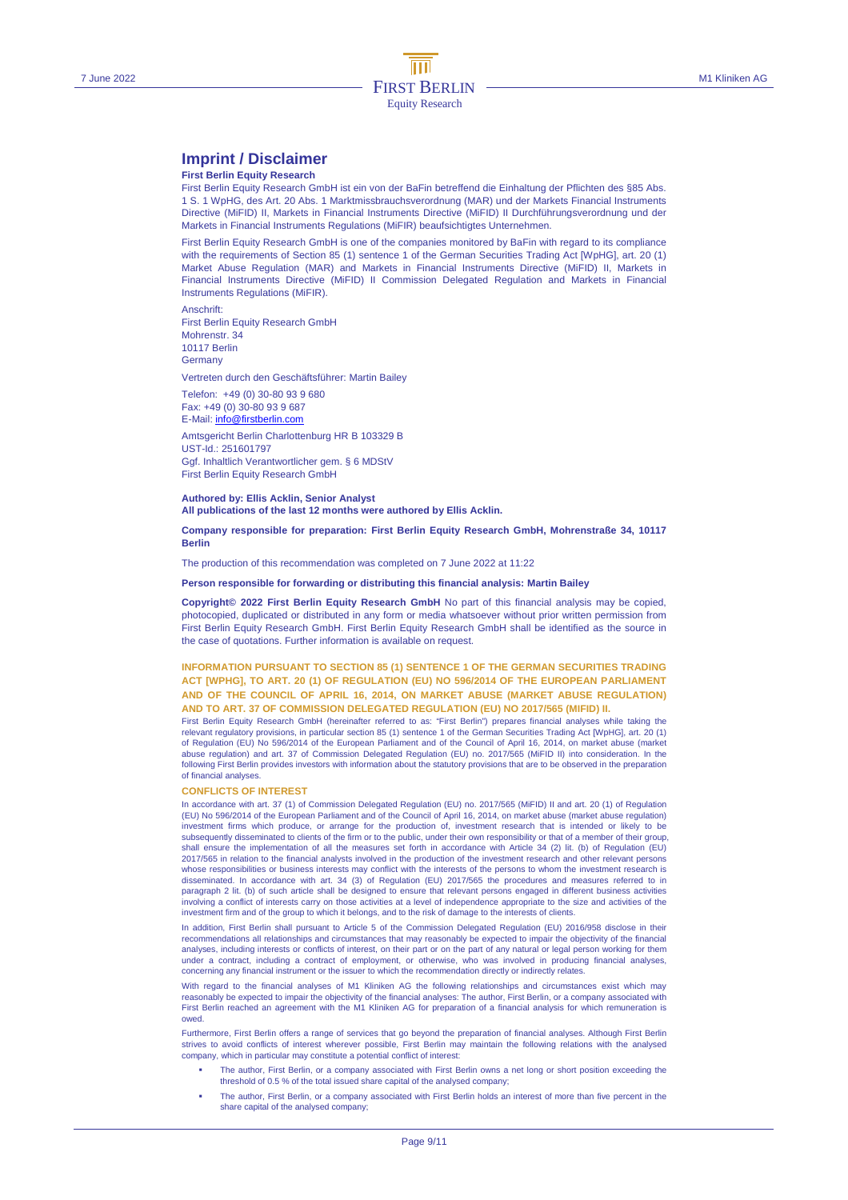# Imprint / Disclaimer

**First Berlin Equity Research**

First Berlin Equity Research GmbH ist ein von der BaFin betreffend die Einhaltung der Pflichten des §85 Abs. 1 S. 1 WpHG, des Art. 20 Abs. 1 Marktmissbrauchsverordnung (MAR) und der Markets Financial Instruments Directive (MiFID) II, Markets in Financial Instruments Directive (MiFID) II Durchführungsverordnung und der Markets in Financial Instruments Regulations (MiFIR) beaufsichtigtes Unternehmen.

First Berlin Equity Research GmbH is one of the companies monitored by BaFin with regard to its compliance with the requirements of Section 85 (1) sentence 1 of the German Securities Trading Act [WpHG], art. 20 (1) Market Abuse Regulation (MAR) and Markets in Financial Instruments Directive (MiFID) II, Markets in Financial Instruments Directive (MiFID) II Commission Delegated Regulation and Markets in Financial Instruments Regulations (MiFIR).

Anschrift:
First Berlin Equity Research GmbH
Mohrenstr. 34
10117 Berlin
Germany

Vertreten durch den Geschäftsführer: Martin Bailey

Telefon: +49 (0) 30-80 93 9 680
Fax: +49 (0) 30-80 93 9 687
E-Mail: info@firstberlin.com

Amtsgericht Berlin Charlottenburg HR B 103329 B
UST-Id.: 251601797
Ggf. Inhaltlich Verantwortlicher gem. § 6 MDStV
First Berlin Equity Research GmbH

**Authored by: Ellis Acklin, Senior Analyst**
**All publications of the last 12 months were authored by Ellis Acklin.**

**Company responsible for preparation: First Berlin Equity Research GmbH, Mohrenstraße 34, 10117 Berlin**

The production of this recommendation was completed on 7 June 2022 at 11:22

**Person responsible for forwarding or distributing this financial analysis: Martin Bailey**

**Copyright© 2022 First Berlin Equity Research GmbH** No part of this financial analysis may be copied, photocopied, duplicated or distributed in any form or media whatsoever without prior written permission from First Berlin Equity Research GmbH. First Berlin Equity Research GmbH shall be identified as the source in the case of quotations. Further information is available on request.

## INFORMATION PURSUANT TO SECTION 85 (1) SENTENCE 1 OF THE GERMAN SECURITIES TRADING ACT [WPHG], TO ART. 20 (1) OF REGULATION (EU) NO 596/2014 OF THE EUROPEAN PARLIAMENT AND OF THE COUNCIL OF APRIL 16, 2014, ON MARKET ABUSE (MARKET ABUSE REGULATION) AND TO ART. 37 OF COMMISSION DELEGATED REGULATION (EU) NO 2017/565 (MIFID) II.

First Berlin Equity Research GmbH (hereinafter referred to as: "First Berlin") prepares financial analyses while taking the relevant regulatory provisions, in particular section 85 (1) sentence 1 of the German Securities Trading Act [WpHG], art. 20 (1) of Regulation (EU) No 596/2014 of the European Parliament and of the Council of April 16, 2014, on market abuse (market abuse regulation) and art. 37 of Commission Delegated Regulation (EU) no. 2017/565 (MiFID II) into consideration. In the following First Berlin provides investors with information about the statutory provisions that are to be observed in the preparation of financial analyses.

## CONFLICTS OF INTEREST

In accordance with art. 37 (1) of Commission Delegated Regulation (EU) no. 2017/565 (MiFID) II and art. 20 (1) of Regulation (EU) No 596/2014 of the European Parliament and of the Council of April 16, 2014, on market abuse (market abuse regulation) investment firms which produce, or arrange for the production of, investment research that is intended or likely to be subsequently disseminated to clients of the firm or to the public, under their own responsibility or that of a member of their group, shall ensure the implementation of all the measures set forth in accordance with Article 34 (2) lit. (b) of Regulation (EU) 2017/565 in relation to the financial analysts involved in the production of the investment research and other relevant persons whose responsibilities or business interests may conflict with the interests of the persons to whom the investment research is disseminated. In accordance with art. 34 (3) of Regulation (EU) 2017/565 the procedures and measures referred to in paragraph 2 lit. (b) of such article shall be designed to ensure that relevant persons engaged in different business activities involving a conflict of interests carry on those activities at a level of independence appropriate to the size and activities of the investment firm and of the group to which it belongs, and to the risk of damage to the interests of clients.

In addition, First Berlin shall pursuant to Article 5 of the Commission Delegated Regulation (EU) 2016/958 disclose in their recommendations all relationships and circumstances that may reasonably be expected to impair the objectivity of the financial analyses, including interests or conflicts of interest, on their part or on the part of any natural or legal person working for them under a contract, including a contract of employment, or otherwise, who was involved in producing financial analyses, concerning any financial instrument or the issuer to which the recommendation directly or indirectly relates.

With regard to the financial analyses of M1 Kliniken AG the following relationships and circumstances exist which may reasonably be expected to impair the objectivity of the financial analyses: The author, First Berlin, or a company associated with First Berlin reached an agreement with the M1 Kliniken AG for preparation of a financial analysis for which remuneration is owed.

Furthermore, First Berlin offers a range of services that go beyond the preparation of financial analyses. Although First Berlin strives to avoid conflicts of interest wherever possible, First Berlin may maintain the following relations with the analysed company, which in particular may constitute a potential conflict of interest:

- The author, First Berlin, or a company associated with First Berlin owns a net long or short position exceeding the threshold of 0.5 % of the total issued share capital of the analysed company;
- The author, First Berlin, or a company associated with First Berlin holds an interest of more than five percent in the share capital of the analysed company;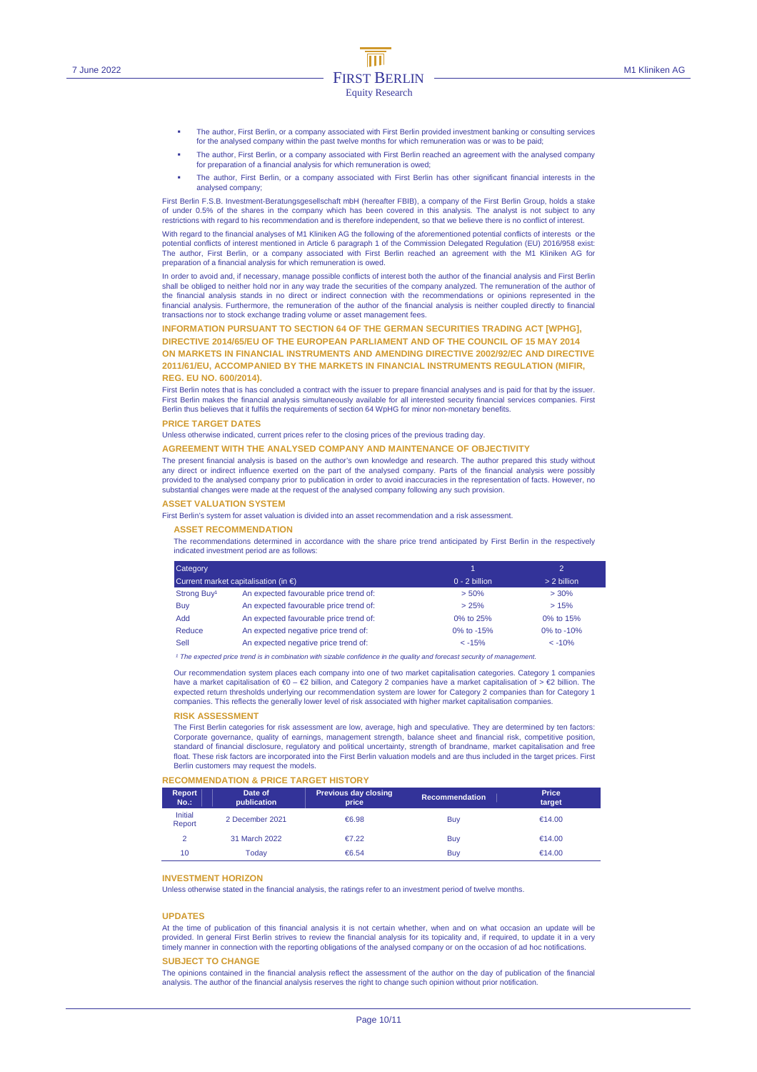- The author, First Berlin, or a company associated with First Berlin provided investment banking or consulting services for the analysed company within the past twelve months for which remuneration was or was to be paid;
- The author, First Berlin, or a company associated with First Berlin reached an agreement with the analysed company for preparation of a financial analysis for which remuneration is owed;
- The author, First Berlin, or a company associated with First Berlin has other significant financial interests in the analysed company;

First Berlin F.S.B. Investment-Beratungsgesellschaft mbH (hereafter FBIB), a company of the First Berlin Group, holds a stake of under 0.5% of the shares in the company which has been covered in this analysis. The analyst is not subject to any restrictions with regard to his recommendation and is therefore independent, so that we believe there is no conflict of interest.

With regard to the financial analyses of M1 Kliniken AG the following of the aforementioned potential conflicts of interests or the potential conflicts of interest mentioned in Article 6 paragraph 1 of the Commission Delegated Regulation (EU) 2016/958 exist: The author, First Berlin, or a company associated with First Berlin reached an agreement with the M1 Kliniken AG for preparation of a financial analysis for which remuneration is owed.

In order to avoid and, if necessary, manage possible conflicts of interest both the author of the financial analysis and First Berlin shall be obliged to neither hold nor in any way trade the securities of the company analyzed. The remuneration of the author of the financial analysis stands in no direct or indirect connection with the recommendations or opinions represented in the financial analysis. Furthermore, the remuneration of the author of the financial analysis is neither coupled directly to financial transactions nor to stock exchange trading volume or asset management fees.

## INFORMATION PURSUANT TO SECTION 64 OF THE GERMAN SECURITIES TRADING ACT [WPHG], DIRECTIVE 2014/65/EU OF THE EUROPEAN PARLIAMENT AND OF THE COUNCIL OF 15 MAY 2014 ON MARKETS IN FINANCIAL INSTRUMENTS AND AMENDING DIRECTIVE 2002/92/EC AND DIRECTIVE 2011/61/EU, ACCOMPANIED BY THE MARKETS IN FINANCIAL INSTRUMENTS REGULATION (MIFIR, REG. EU NO. 600/2014).

First Berlin notes that is has concluded a contract with the issuer to prepare financial analyses and is paid for that by the issuer. First Berlin makes the financial analysis simultaneously available for all interested security financial services companies. First Berlin thus believes that it fulfils the requirements of section 64 WpHG for minor non-monetary benefits.

## PRICE TARGET DATES

Unless otherwise indicated, current prices refer to the closing prices of the previous trading day.

## AGREEMENT WITH THE ANALYSED COMPANY AND MAINTENANCE OF OBJECTIVITY

The present financial analysis is based on the author's own knowledge and research. The author prepared this study without any direct or indirect influence exerted on the part of the analysed company. Parts of the financial analysis were possibly provided to the analysed company prior to publication in order to avoid inaccuracies in the representation of facts. However, no substantial changes were made at the request of the analysed company following any such provision.

## ASSET VALUATION SYSTEM

First Berlin's system for asset valuation is divided into an asset recommendation and a risk assessment.

### ASSET RECOMMENDATION

The recommendations determined in accordance with the share price trend anticipated by First Berlin in the respectively indicated investment period are as follows:

| Category | | 1 | 2 |
|---|---|---|---|
| Current market capitalisation (in €) | | 0 - 2 billion | > 2 billion |
| Strong Buy[1] | An expected favourable price trend of: | > 50% | > 30% |
| Buy | An expected favourable price trend of: | > 25% | > 15% |
| Add | An expected favourable price trend of: | 0% to 25% | 0% to 15% |
| Reduce | An expected negative price trend of: | 0% to -15% | 0% to -10% |
| Sell | An expected negative price trend of: | < -15% | < -10% |

*[1] The expected price trend is in combination with sizable confidence in the quality and forecast security of management.*

Our recommendation system places each company into one of two market capitalisation categories. Category 1 companies have a market capitalisation of €0 – €2 billion, and Category 2 companies have a market capitalisation of > €2 billion. The expected return thresholds underlying our recommendation system are lower for Category 2 companies than for Category 1 companies. This reflects the generally lower level of risk associated with higher market capitalisation companies.

### RISK ASSESSMENT

The First Berlin categories for risk assessment are low, average, high and speculative. They are determined by ten factors: Corporate governance, quality of earnings, management strength, balance sheet and financial risk, competitive position, standard of financial disclosure, regulatory and political uncertainty, strength of brandname, market capitalisation and free float. These risk factors are incorporated into the First Berlin valuation models and are thus included in the target prices. First Berlin customers may request the models.

## RECOMMENDATION & PRICE TARGET HISTORY

| Report No.: | Date of publication | Previous day closing price | Recommendation | Price target |
|---|---|---|---|---|
| Initial Report | 2 December 2021 | €6.98 | Buy | €14.00 |
| 2 | 31 March 2022 | €7.22 | Buy | €14.00 |
| 10 | Today | €6.54 | Buy | €14.00 |

## INVESTMENT HORIZON

Unless otherwise stated in the financial analysis, the ratings refer to an investment period of twelve months.

## UPDATES

At the time of publication of this financial analysis it is not certain whether, when and on what occasion an update will be provided. In general First Berlin strives to review the financial analysis for its topicality and, if required, to update it in a very timely manner in connection with the reporting obligations of the analysed company or on the occasion of ad hoc notifications.

## SUBJECT TO CHANGE

The opinions contained in the financial analysis reflect the assessment of the author on the day of publication of the financial analysis. The author of the financial analysis reserves the right to change such opinion without prior notification.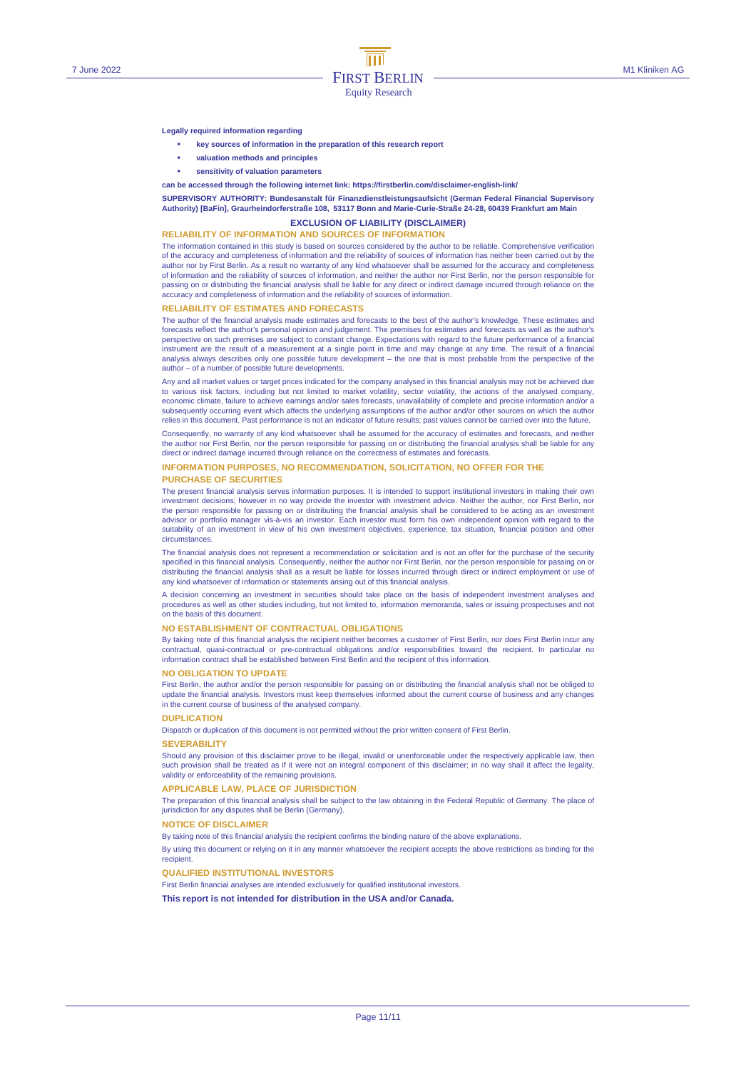**Legally required information regarding**

- **key sources of information in the preparation of this research report**
- **valuation methods and principles**
- **sensitivity of valuation parameters**

**can be accessed through the following internet link: https://firstberlin.com/disclaimer-english-link/**

**SUPERVISORY AUTHORITY: Bundesanstalt für Finanzdienstleistungsaufsicht (German Federal Financial Supervisory Authority) [BaFin], Graurheindorferstraße 108, 53117 Bonn and Marie-Curie-Straße 24-28, 60439 Frankfurt am Main**

## EXCLUSION OF LIABILITY (DISCLAIMER)

### RELIABILITY OF INFORMATION AND SOURCES OF INFORMATION

The information contained in this study is based on sources considered by the author to be reliable. Comprehensive verification of the accuracy and completeness of information and the reliability of sources of information has neither been carried out by the author nor by First Berlin. As a result no warranty of any kind whatsoever shall be assumed for the accuracy and completeness of information and the reliability of sources of information, and neither the author nor First Berlin, nor the person responsible for passing on or distributing the financial analysis shall be liable for any direct or indirect damage incurred through reliance on the accuracy and completeness of information and the reliability of sources of information.

### RELIABILITY OF ESTIMATES AND FORECASTS

The author of the financial analysis made estimates and forecasts to the best of the author's knowledge. These estimates and forecasts reflect the author's personal opinion and judgement. The premises for estimates and forecasts as well as the author's perspective on such premises are subject to constant change. Expectations with regard to the future performance of a financial instrument are the result of a measurement at a single point in time and may change at any time. The result of a financial analysis always describes only one possible future development – the one that is most probable from the perspective of the author – of a number of possible future developments.

Any and all market values or target prices indicated for the company analysed in this financial analysis may not be achieved due to various risk factors, including but not limited to market volatility, sector volatility, the actions of the analysed company, economic climate, failure to achieve earnings and/or sales forecasts, unavailability of complete and precise information and/or a subsequently occurring event which affects the underlying assumptions of the author and/or other sources on which the author relies in this document. Past performance is not an indicator of future results; past values cannot be carried over into the future.

Consequently, no warranty of any kind whatsoever shall be assumed for the accuracy of estimates and forecasts, and neither the author nor First Berlin, nor the person responsible for passing on or distributing the financial analysis shall be liable for any direct or indirect damage incurred through reliance on the correctness of estimates and forecasts.

### INFORMATION PURPOSES, NO RECOMMENDATION, SOLICITATION, NO OFFER FOR THE PURCHASE OF SECURITIES

The present financial analysis serves information purposes. It is intended to support institutional investors in making their own investment decisions; however in no way provide the investor with investment advice. Neither the author, nor First Berlin, nor the person responsible for passing on or distributing the financial analysis shall be considered to be acting as an investment advisor or portfolio manager vis-à-vis an investor. Each investor must form his own independent opinion with regard to the suitability of an investment in view of his own investment objectives, experience, tax situation, financial position and other circumstances.

The financial analysis does not represent a recommendation or solicitation and is not an offer for the purchase of the security specified in this financial analysis. Consequently, neither the author nor First Berlin, nor the person responsible for passing on or distributing the financial analysis shall as a result be liable for losses incurred through direct or indirect employment or use of any kind whatsoever of information or statements arising out of this financial analysis.

A decision concerning an investment in securities should take place on the basis of independent investment analyses and procedures as well as other studies including, but not limited to, information memoranda, sales or issuing prospectuses and not on the basis of this document.

### NO ESTABLISHMENT OF CONTRACTUAL OBLIGATIONS

By taking note of this financial analysis the recipient neither becomes a customer of First Berlin, nor does First Berlin incur any contractual, quasi-contractual or pre-contractual obligations and/or responsibilities toward the recipient. In particular no information contract shall be established between First Berlin and the recipient of this information.

### NO OBLIGATION TO UPDATE

First Berlin, the author and/or the person responsible for passing on or distributing the financial analysis shall not be obliged to update the financial analysis. Investors must keep themselves informed about the current course of business and any changes in the current course of business of the analysed company.

### DUPLICATION

Dispatch or duplication of this document is not permitted without the prior written consent of First Berlin.

### SEVERABILITY

Should any provision of this disclaimer prove to be illegal, invalid or unenforceable under the respectively applicable law, then such provision shall be treated as if it were not an integral component of this disclaimer; in no way shall it affect the legality, validity or enforceability of the remaining provisions.

### APPLICABLE LAW, PLACE OF JURISDICTION

The preparation of this financial analysis shall be subject to the law obtaining in the Federal Republic of Germany. The place of jurisdiction for any disputes shall be Berlin (Germany).

### NOTICE OF DISCLAIMER

By taking note of this financial analysis the recipient confirms the binding nature of the above explanations.

By using this document or relying on it in any manner whatsoever the recipient accepts the above restrictions as binding for the recipient.

### QUALIFIED INSTITUTIONAL INVESTORS

First Berlin financial analyses are intended exclusively for qualified institutional investors.

**This report is not intended for distribution in the USA and/or Canada.**